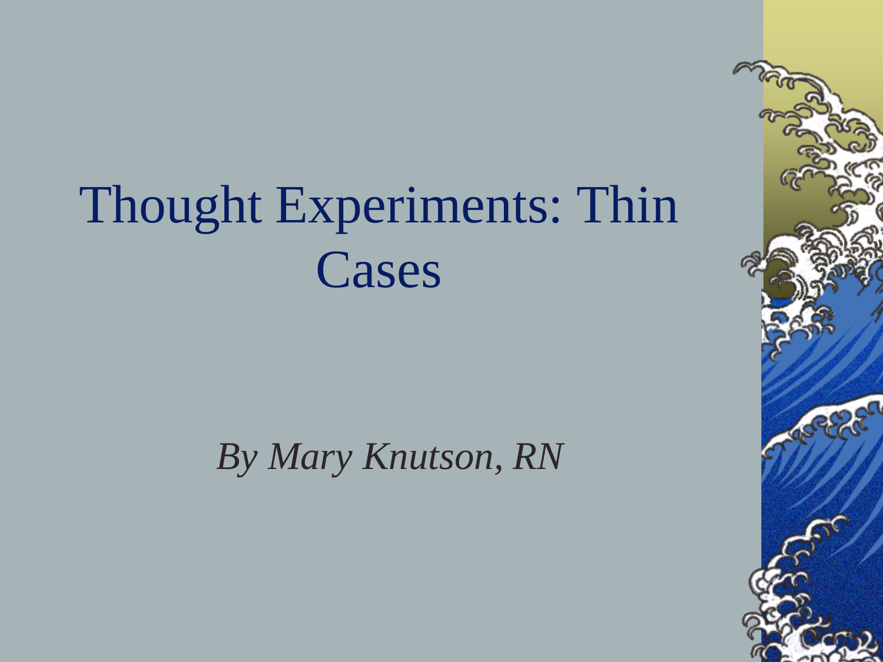# Thought Experiments: Thin Cases

*By Mary Knutson, RN*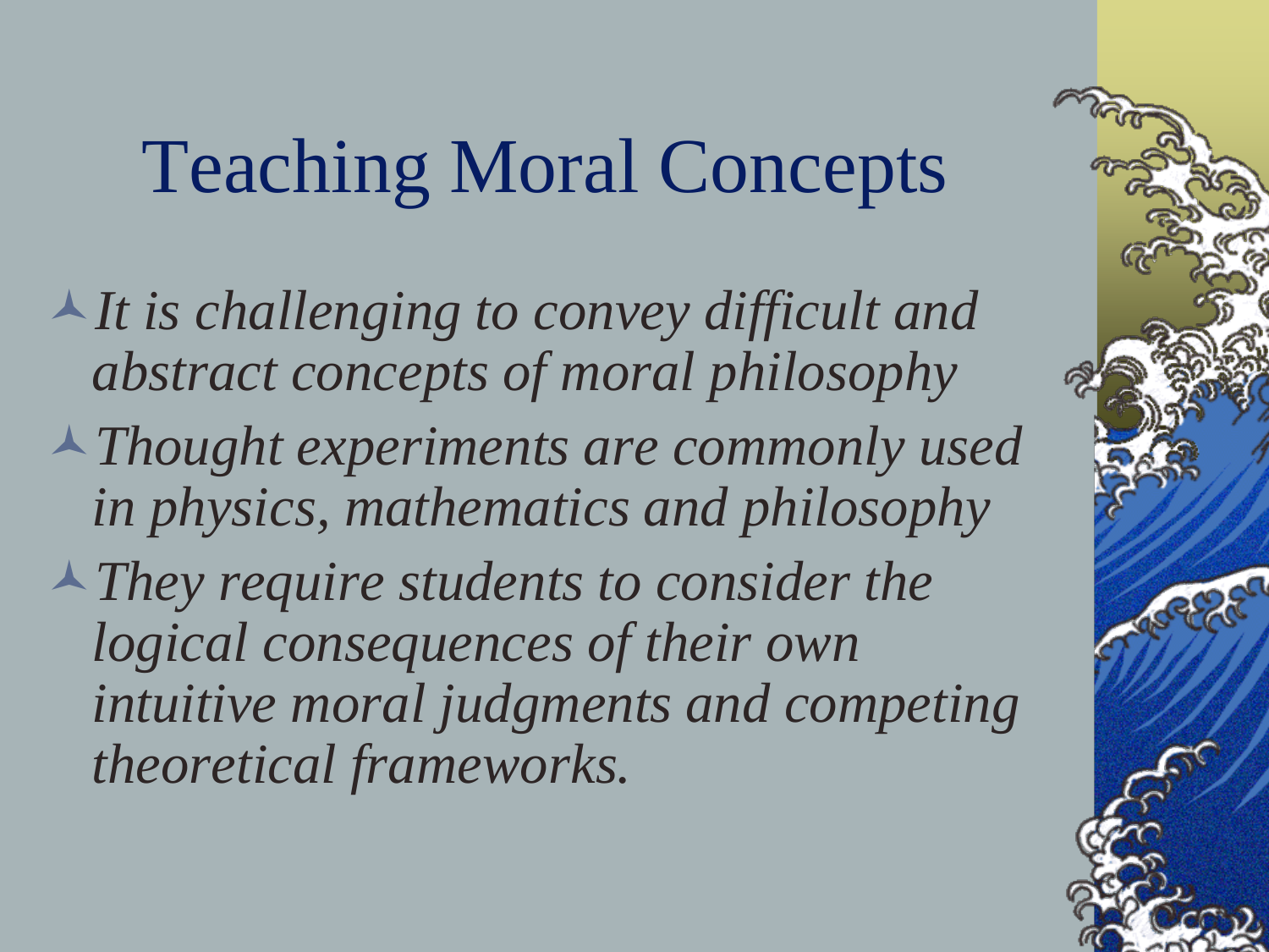# Teaching Moral Concepts

- *It is challenging to convey difficult and abstract concepts of moral philosophy*
- *Thought experiments are commonly used in physics, mathematics and philosophy*
- *They require students to consider the logical consequences of their own intuitive moral judgments and competing theoretical frameworks.*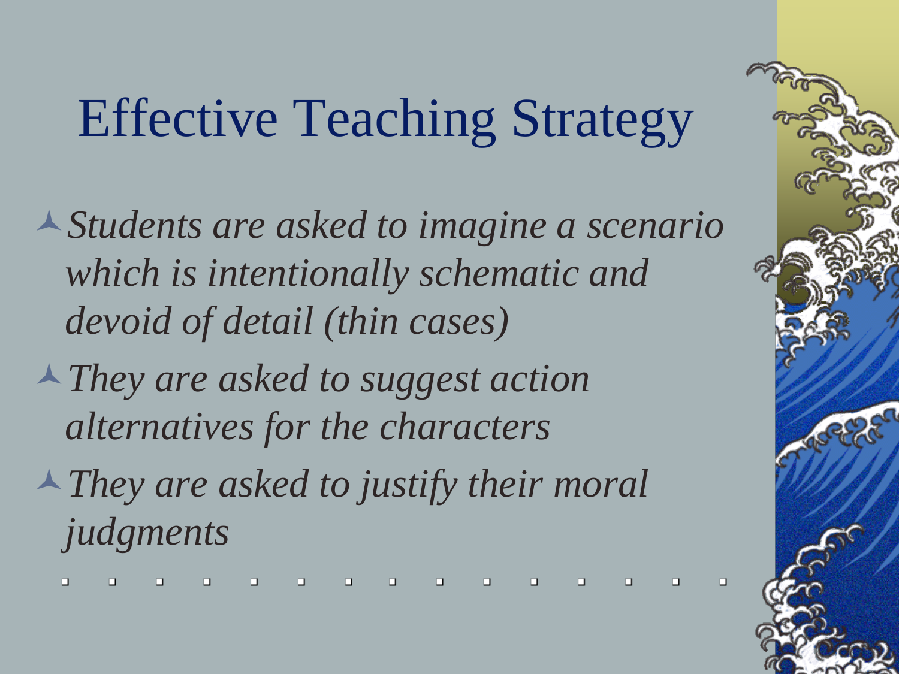# Effective Teaching Strategy

- *Students are asked to imagine a scenario which is intentionally schematic and devoid of detail (thin cases)*
- *They are asked to suggest action alternatives for the characters*
- *They are asked to justify their moral judgments*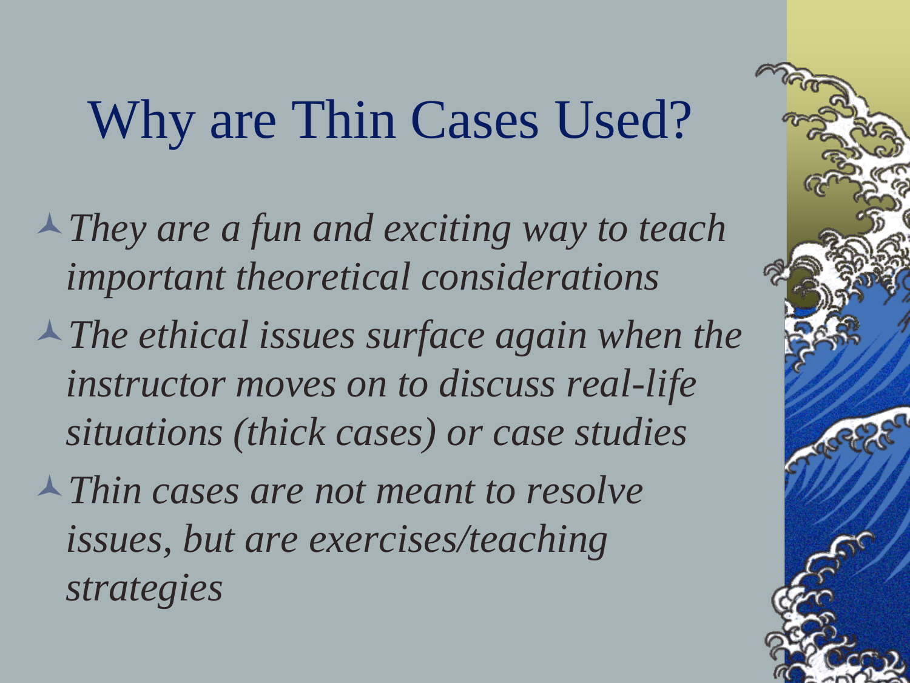# Why are Thin Cases Used?

- *They are a fun and exciting way to teach important theoretical considerations*
- *The ethical issues surface again when the instructor moves on to discuss real-life situations (thick cases) or case studies*
- *Thin cases are not meant to resolve issues, but are exercises/teaching strategies*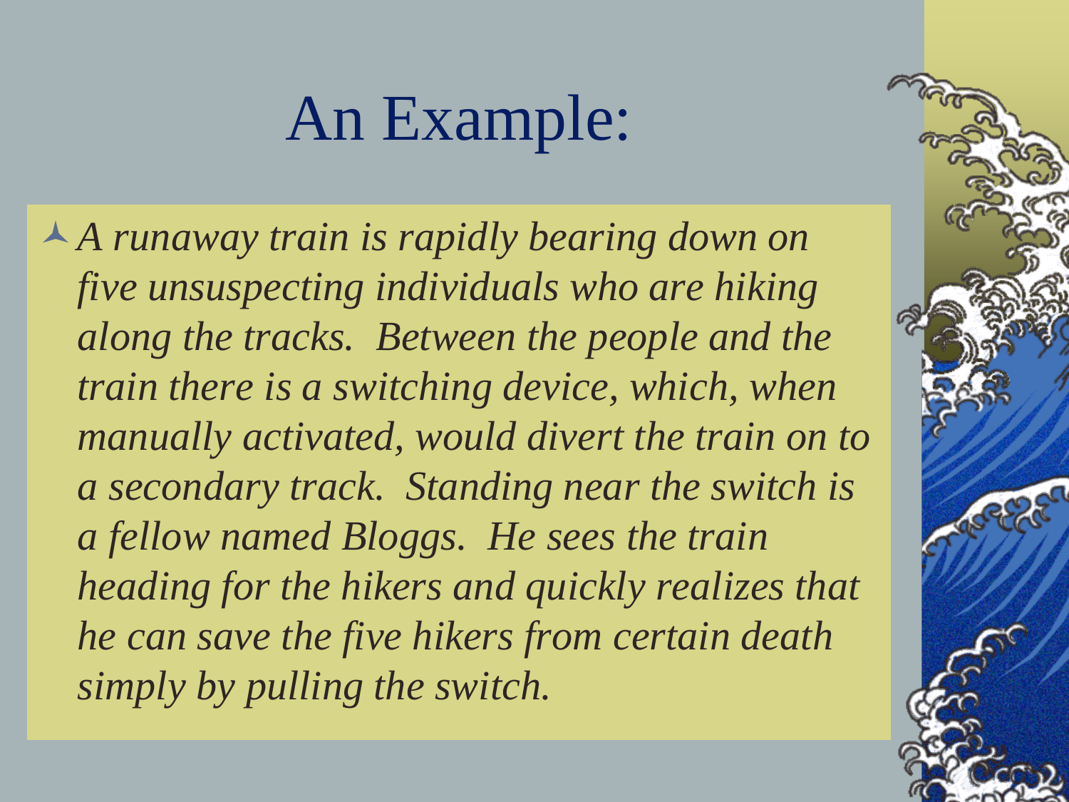# An Example:

- *A runaway train is rapidly bearing down on five unsuspecting individuals who are hiking along the tracks. Between the people and the train there is a switching device, which, when manually activated, would divert the train on to a secondary track. Standing near the switch is a fellow named Bloggs. He sees the train heading for the hikers and quickly realizes that he can save the five hikers from certain death simply by pulling the switch.*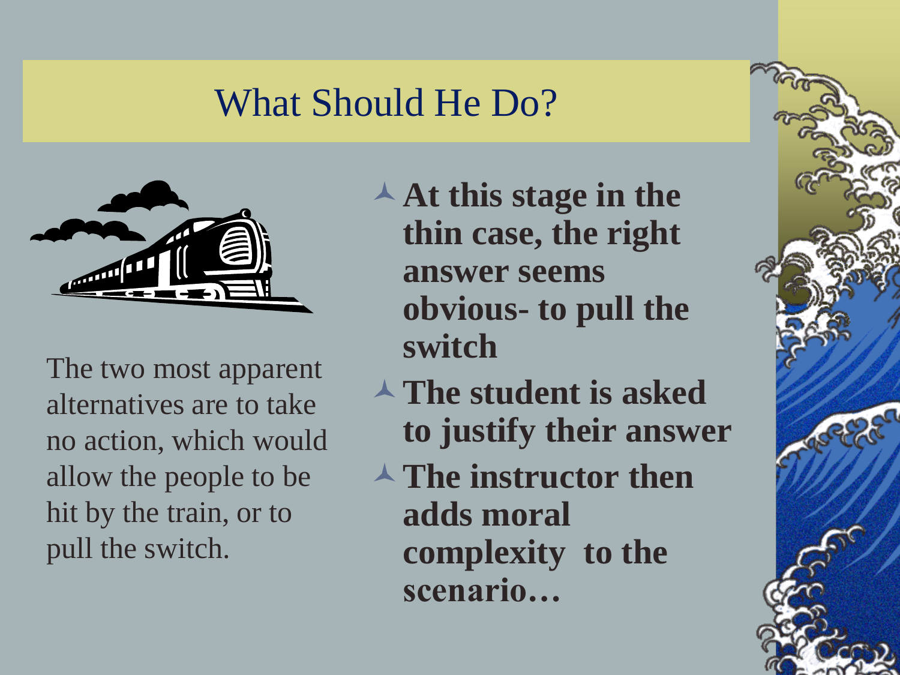# What Should He Do?

The two most apparent alternatives are to take no action, which would allow the people to be hit by the train, or to pull the switch.

- **At this stage in the thin case, the right answer seems obvious- to pull the switch**
- **The student is asked to justify their answer**
- **The instructor then adds moral complexity to the scenario…**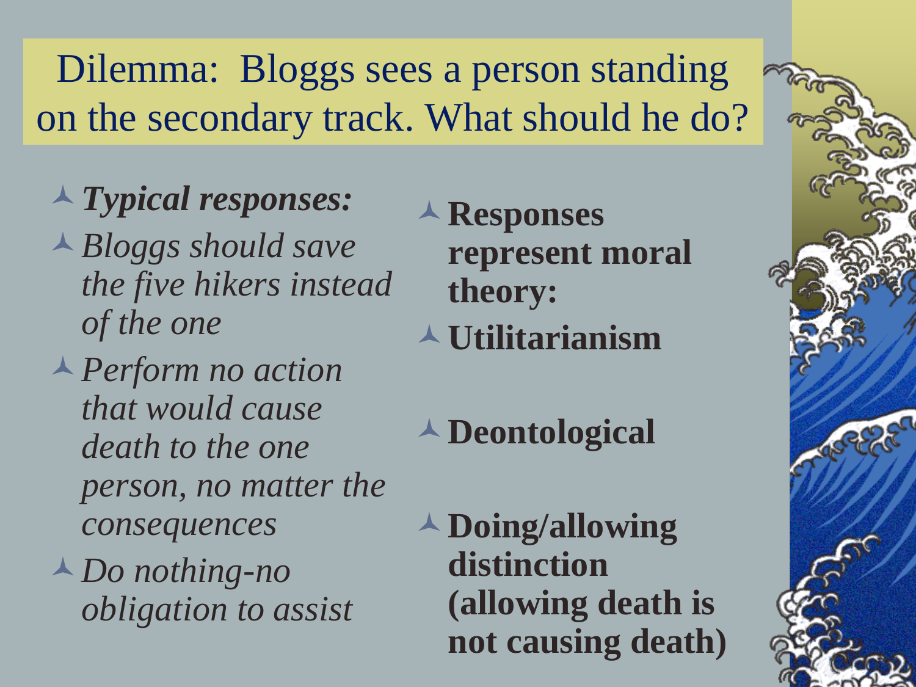# Dilemma: Bloggs sees a person standing on the secondary track. What should he do?

- ***Typical responses:***
- *Bloggs should save the five hikers instead of the one*
- *Perform no action that would cause death to the one person, no matter the consequences*
- *Do nothing-no obligation to assist*

- **Responses represent moral theory:**
- **Utilitarianism**
- **Deontological**
- **Doing/allowing distinction (allowing death is not causing death)**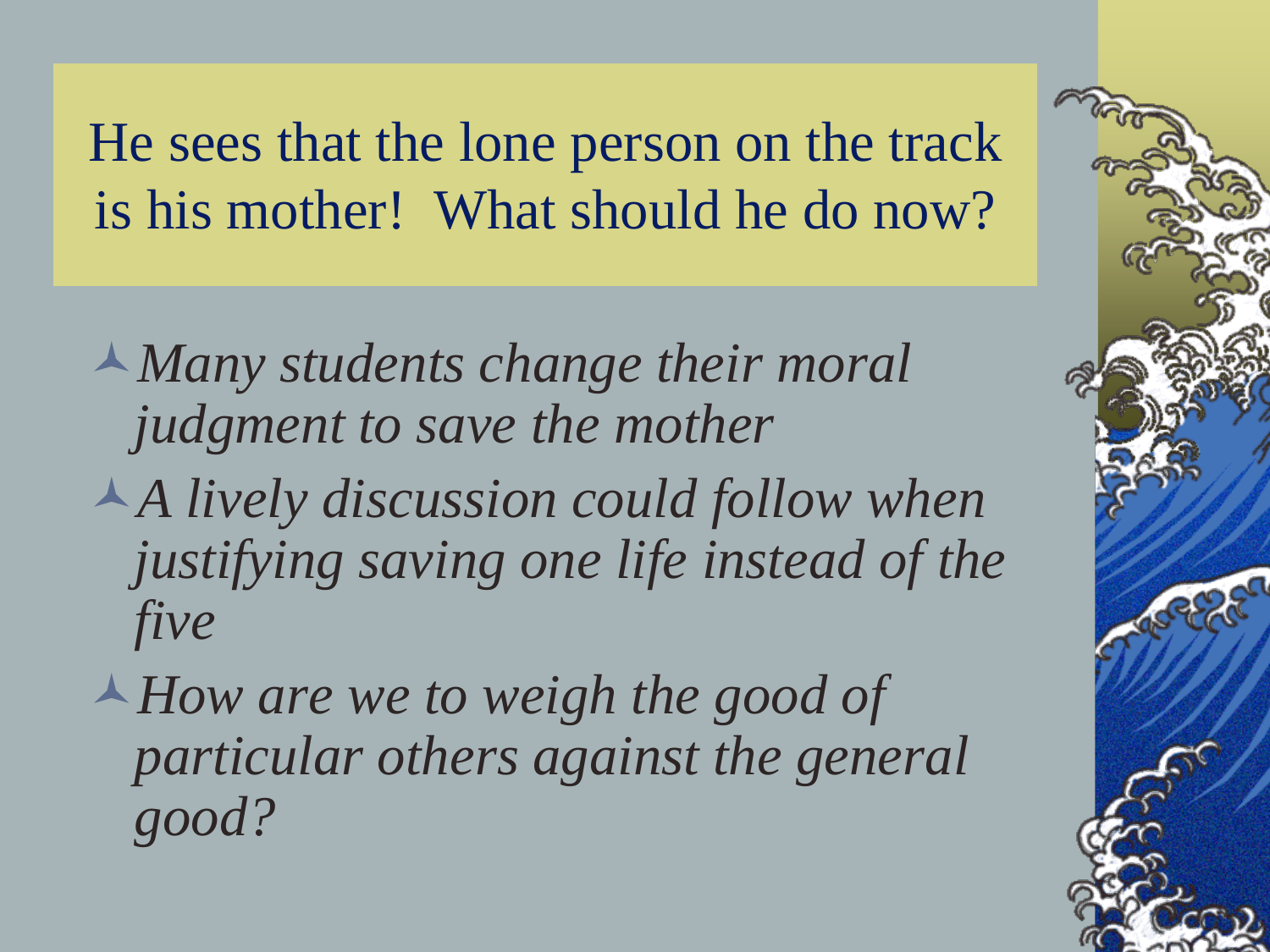## He sees that the lone person on the track is his mother! What should he do now?

- *Many students change their moral judgment to save the mother*
- *A lively discussion could follow when justifying saving one life instead of the five*
- *How are we to weigh the good of particular others against the general good?*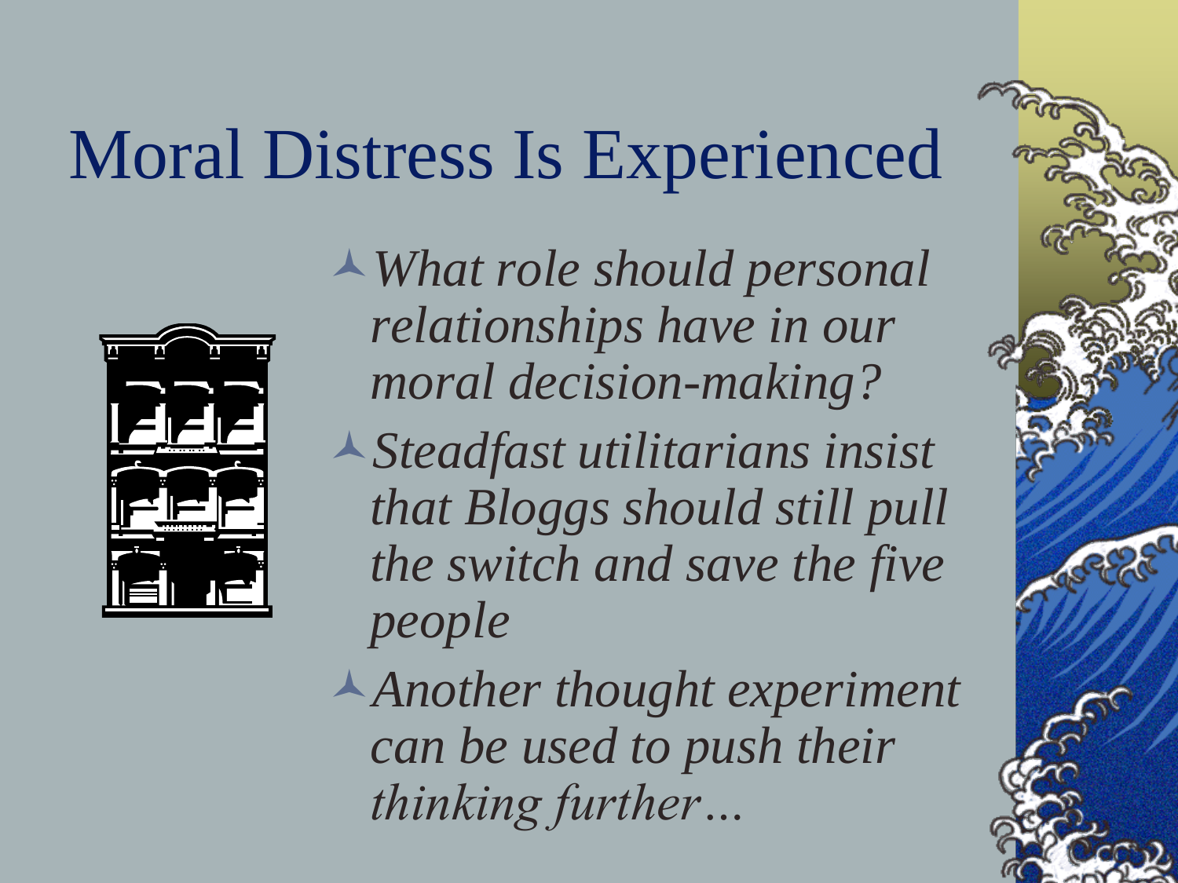# Moral Distress Is Experienced

- *What role should personal relationships have in our moral decision-making?*
- *Steadfast utilitarians insist that Bloggs should still pull the switch and save the five people*
- *Another thought experiment can be used to push their thinking further…*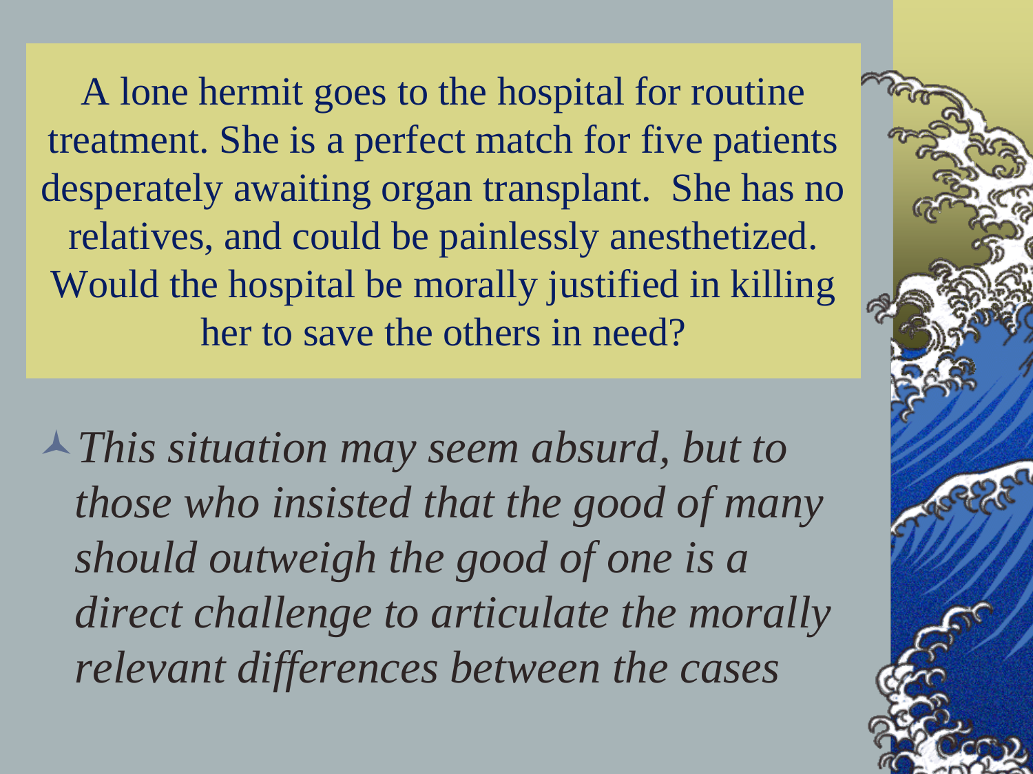A lone hermit goes to the hospital for routine treatment. She is a perfect match for five patients desperately awaiting organ transplant. She has no relatives, and could be painlessly anesthetized. Would the hospital be morally justified in killing her to save the others in need?

- *This situation may seem absurd, but to those who insisted that the good of many should outweigh the good of one is a direct challenge to articulate the morally relevant differences between the cases*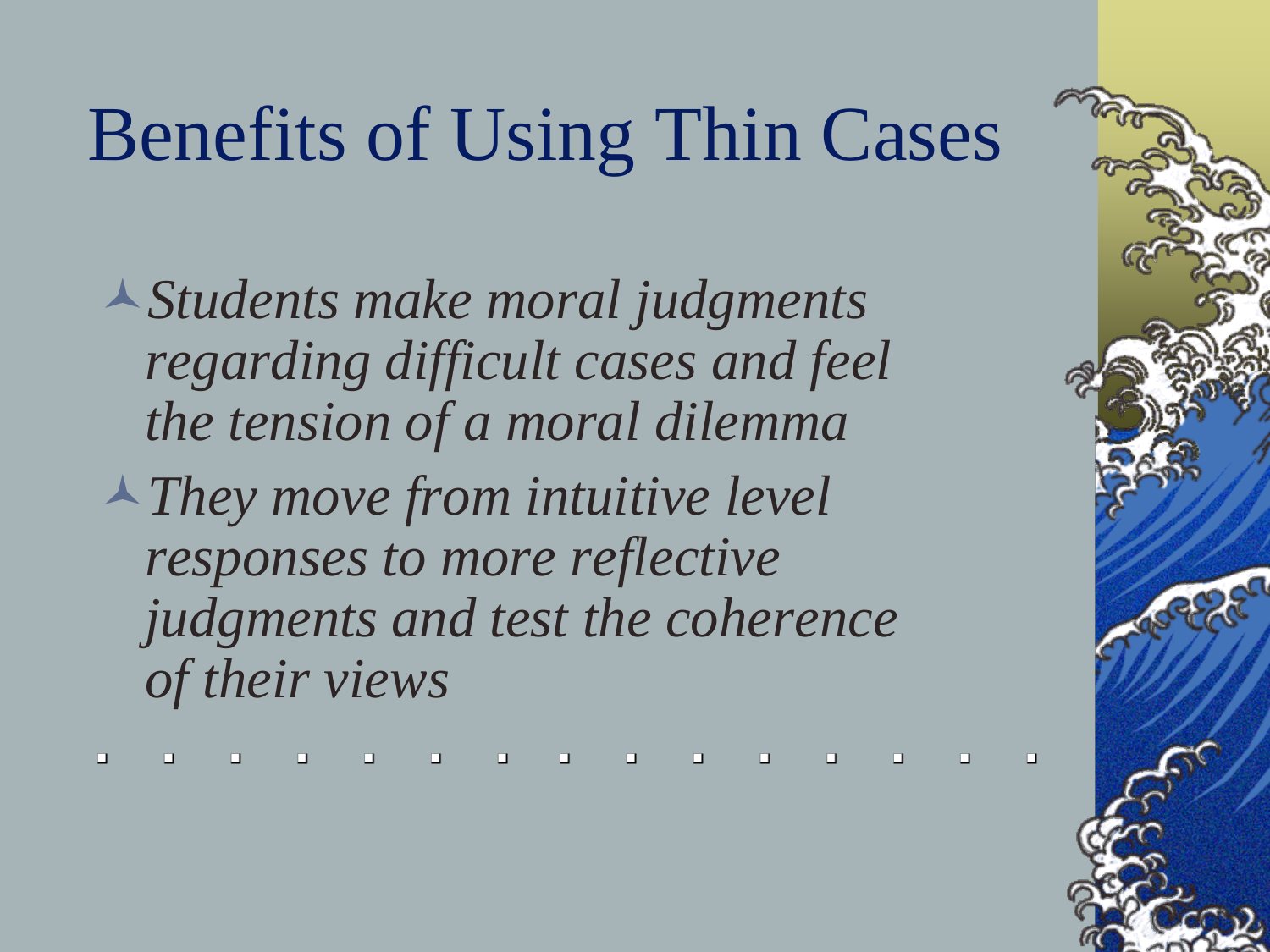# Benefits of Using Thin Cases

- *Students make moral judgments regarding difficult cases and feel the tension of a moral dilemma*
- *They move from intuitive level responses to more reflective judgments and test the coherence of their views*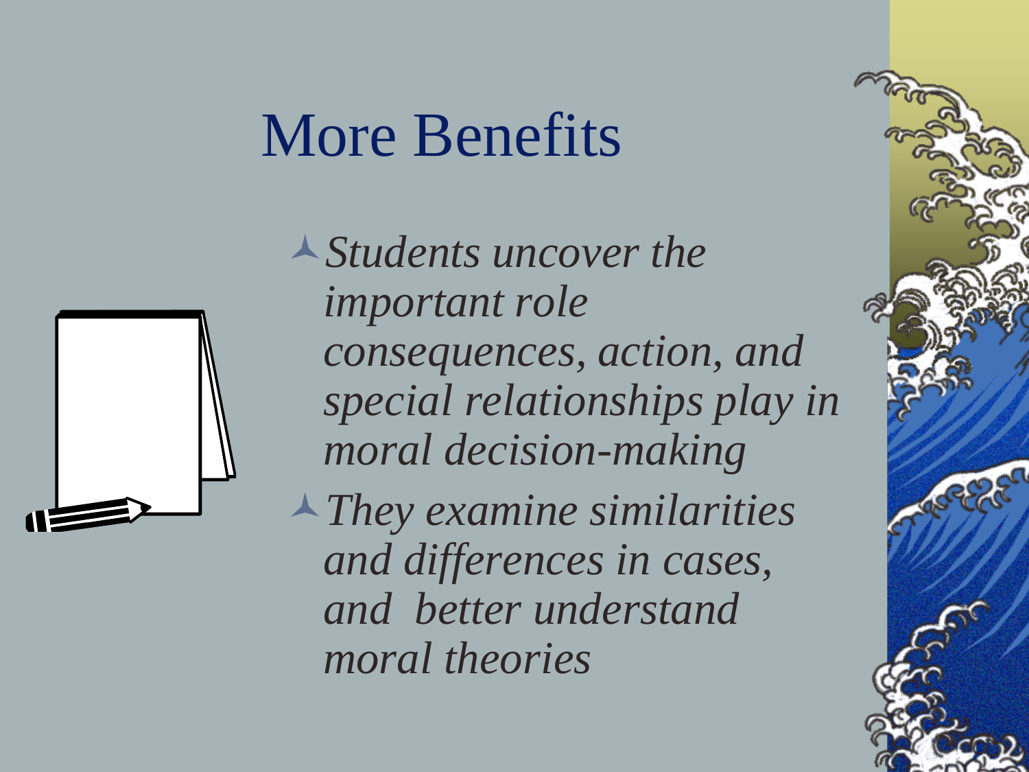# More Benefits

- *Students uncover the important role consequences, action, and special relationships play in moral decision-making*
- *They examine similarities and differences in cases, and better understand moral theories*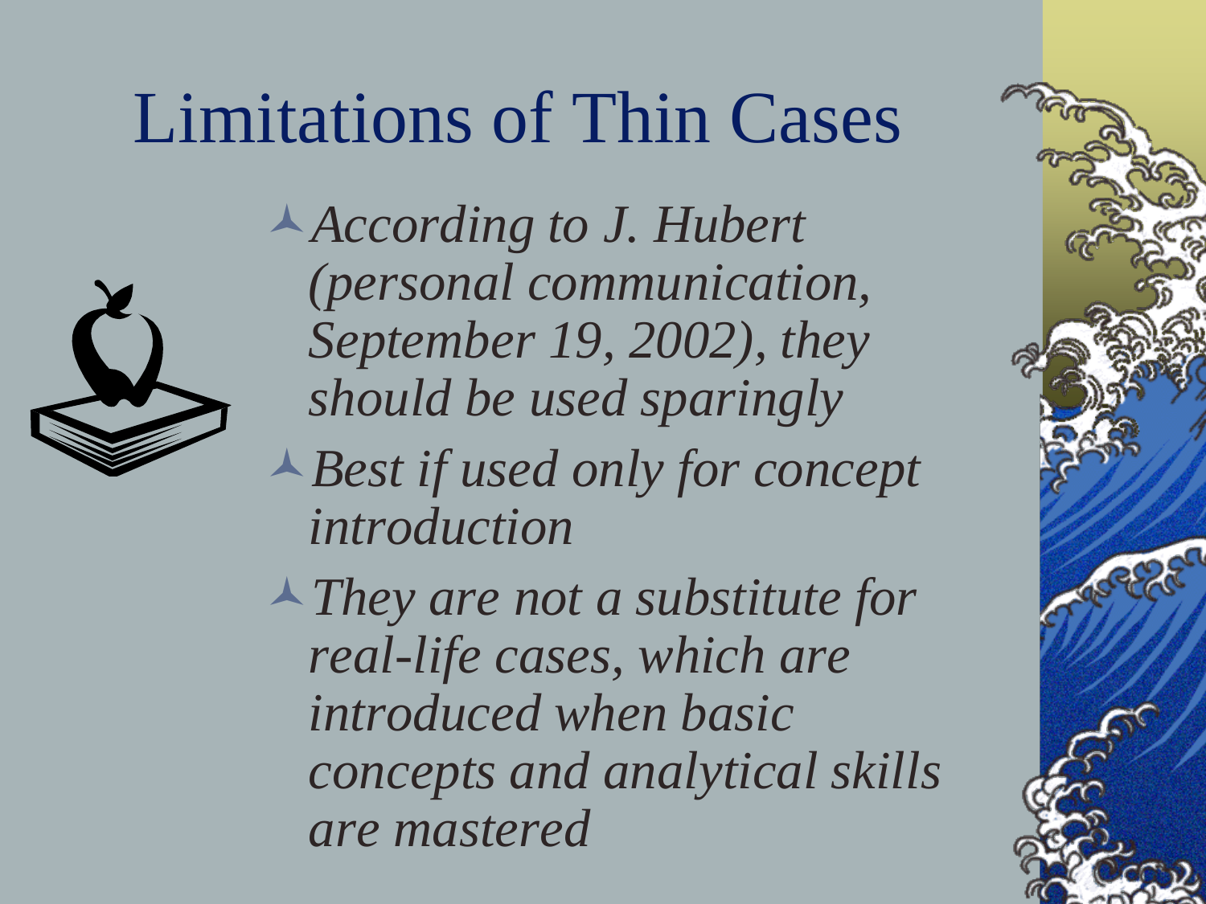# Limitations of Thin Cases

- *According to J. Hubert (personal communication, September 19, 2002), they should be used sparingly*
- *Best if used only for concept introduction*
- *They are not a substitute for real-life cases, which are introduced when basic concepts and analytical skills are mastered*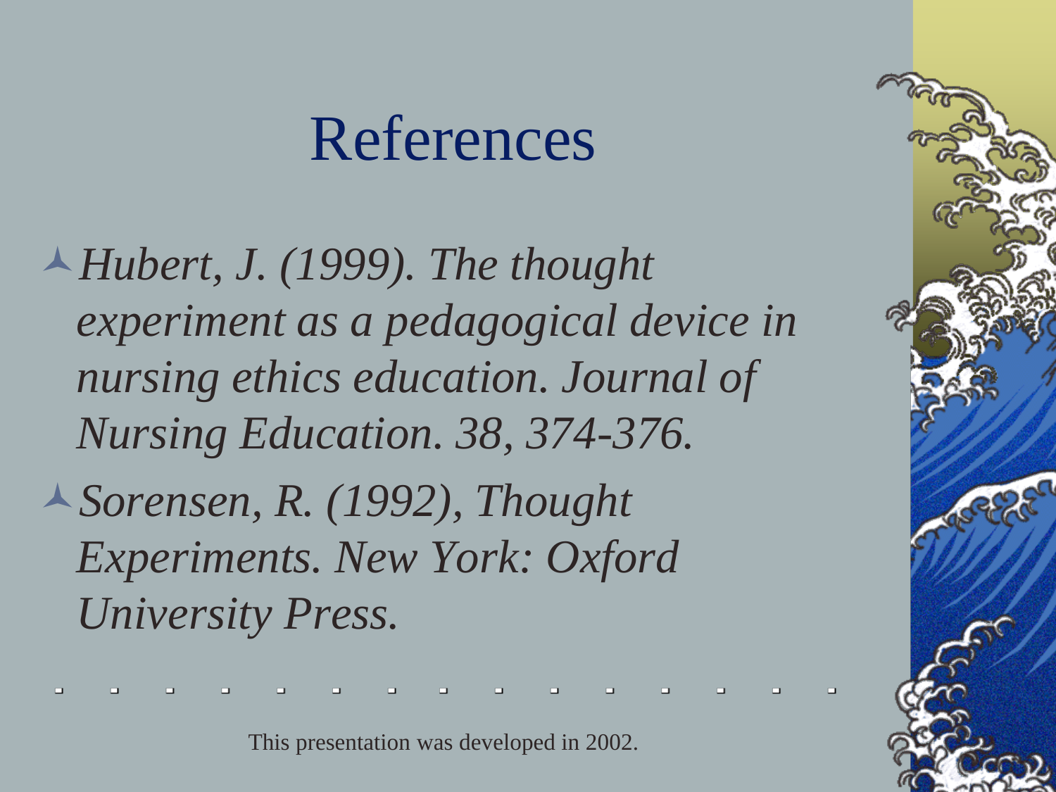# References

- *Hubert, J. (1999). The thought experiment as a pedagogical device in nursing ethics education. Journal of Nursing Education. 38, 374-376.*
- *Sorensen, R. (1992), Thought Experiments. New York: Oxford University Press.*

This presentation was developed in 2002.